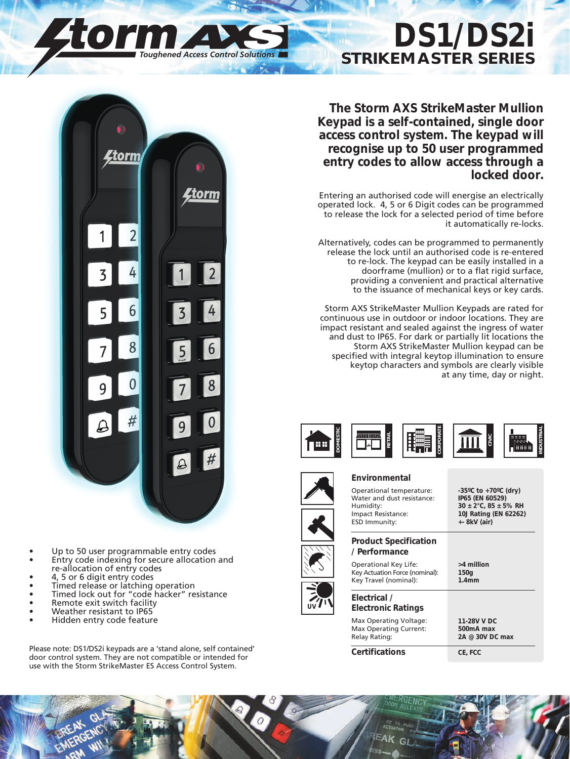# Storm AXS

*Toughened Access Control Solutions*

# DS1/DS2i

## STRIKEMASTER SERIES

**The Storm AXS StrikeMaster Mullion Keypad is a self-contained, single door access control system. The keypad will recognise up to 50 user programmed entry codes to allow access through a locked door.**

Entering an authorised code will energise an electrically operated lock. 4, 5 or 6 Digit codes can be programmed to release the lock for a selected period of time before it automatically re-locks.

Alternatively, codes can be programmed to permanently release the lock until an authorised code is re-entered to re-lock. The keypad can be easily installed in a doorframe (mullion) or to a flat rigid surface, providing a convenient and practical alternative to the issuance of mechanical keys or key cards.

Storm AXS StrikeMaster Mullion Keypads are rated for continuous use in outdoor or indoor locations. They are impact resistant and sealed against the ingress of water and dust to IP65. For dark or partially lit locations the Storm AXS StrikeMaster Mullion keypad can be specified with integral keytop illumination to ensure keytop characters and symbols are clearly visible at any time, day or night.

- Up to 50 user programmable entry codes
- Entry code indexing for secure allocation and re-allocation of entry codes
- 4, 5 or 6 digit entry codes
- Timed release or latching operation
- Timed lock out for “code hacker” resistance
- Remote exit switch facility
- Weather resistant to IP65
- Hidden entry code feature

Please note: DS1/DS2i keypads are a ‘stand alone, self contained’ door control system. They are not compatible or intended for use with the Storm StrikeMaster ES Access Control System.

DOMESTIC | RETAIL | CORPORATE | CIVIC | INDUSTRIAL

### Environmental

| | |
|---|---|
| Operational temperature: | **-35ºC to +70ºC (dry)** |
| Water and dust resistance: | **IP65 (EN 60529)** |
| Humidity: | **30 ± 2°C, 85 ± 5% RH** |
| Impact Resistance: | **10J Rating (EN 62262)** |
| ESD Immunity: | **+- 8kV (air)** |

### Product Specification / Performance

| | |
|---|---|
| Operational Key Life: | **>4 million** |
| Key Actuation Force (nominal): | **150g** |
| Key Travel (nominal): | **1.4mm** |

### Electrical / Electronic Ratings

| | |
|---|---|
| Max Operating Voltage: | **11-28V V DC** |
| Max Operating Current: | **500mA max** |
| Relay Rating: | **2A @ 30V DC max** |

### Certifications

**CE, FCC**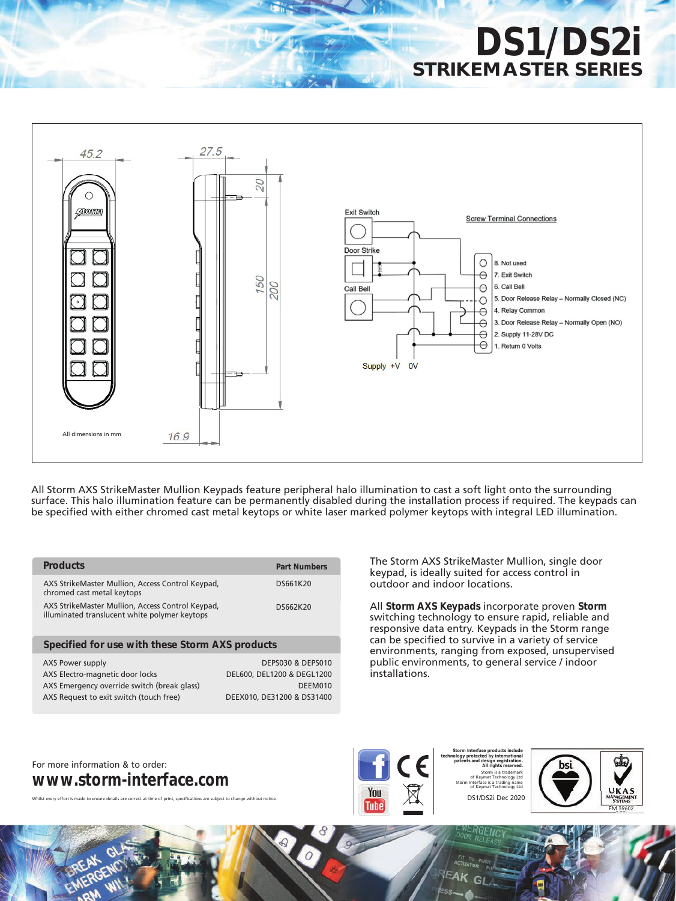# DS1/DS2i
## STRIKEMASTER SERIES

45.2

27.5

20

150

200

16.9

All dimensions in mm

Exit Switch

Door Strike

Call Bell

Supply +V 0V

Screw Terminal Connections

8. Not used
7. Exit Switch
6. Call Bell
5. Door Release Relay – Normally Closed (NC)
4. Relay Common
3. Door Release Relay – Normally Open (NO)
2. Supply 11-28V DC
1. Return 0 Volts

All Storm AXS StrikeMaster Mullion Keypads feature peripheral halo illumination to cast a soft light onto the surrounding surface. This halo illumination feature can be permanently disabled during the installation process if required. The keypads can be specified with either chromed cast metal keytops or white laser marked polymer keytops with integral LED illumination.

| Products | Part Numbers |
|---|---|
| AXS StrikeMaster Mullion, Access Control Keypad, chromed cast metal keytops | DS661K20 |
| AXS StrikeMaster Mullion, Access Control Keypad, illuminated translucent white polymer keytops | DS662K20 |

| Specified for use with these Storm AXS products | |
|---|---|
| AXS Power supply | DEPS030 & DEPS010 |
| AXS Electro-magnetic door locks | DEL600, DEL1200 & DEGL1200 |
| AXS Emergency override switch (break glass) | DEEM010 |
| AXS Request to exit switch (touch free) | DEEX010, DE31200 & DS31400 |

The Storm AXS StrikeMaster Mullion, single door keypad, is ideally suited for access control in outdoor and indoor locations.

All **Storm AXS Keypads** incorporate proven **Storm** switching technology to ensure rapid, reliable and responsive data entry. Keypads in the Storm range can be specified to survive in a variety of service environments, ranging from exposed, unsupervised public environments, to general service / indoor installations.

For more information & to order:

**www.storm-interface.com**

Whilst every effort is made to ensure details are correct at time of print, specifications are subject to change without notice.

Storm Interface products include technology protected by international patents and design registration. All rights reserved.

Storm is a trademark of Keymat Technology Ltd
Storm Interface is a trading name of Keymat Technology Ltd

DS1/DS2i Dec 2020

FM 39602